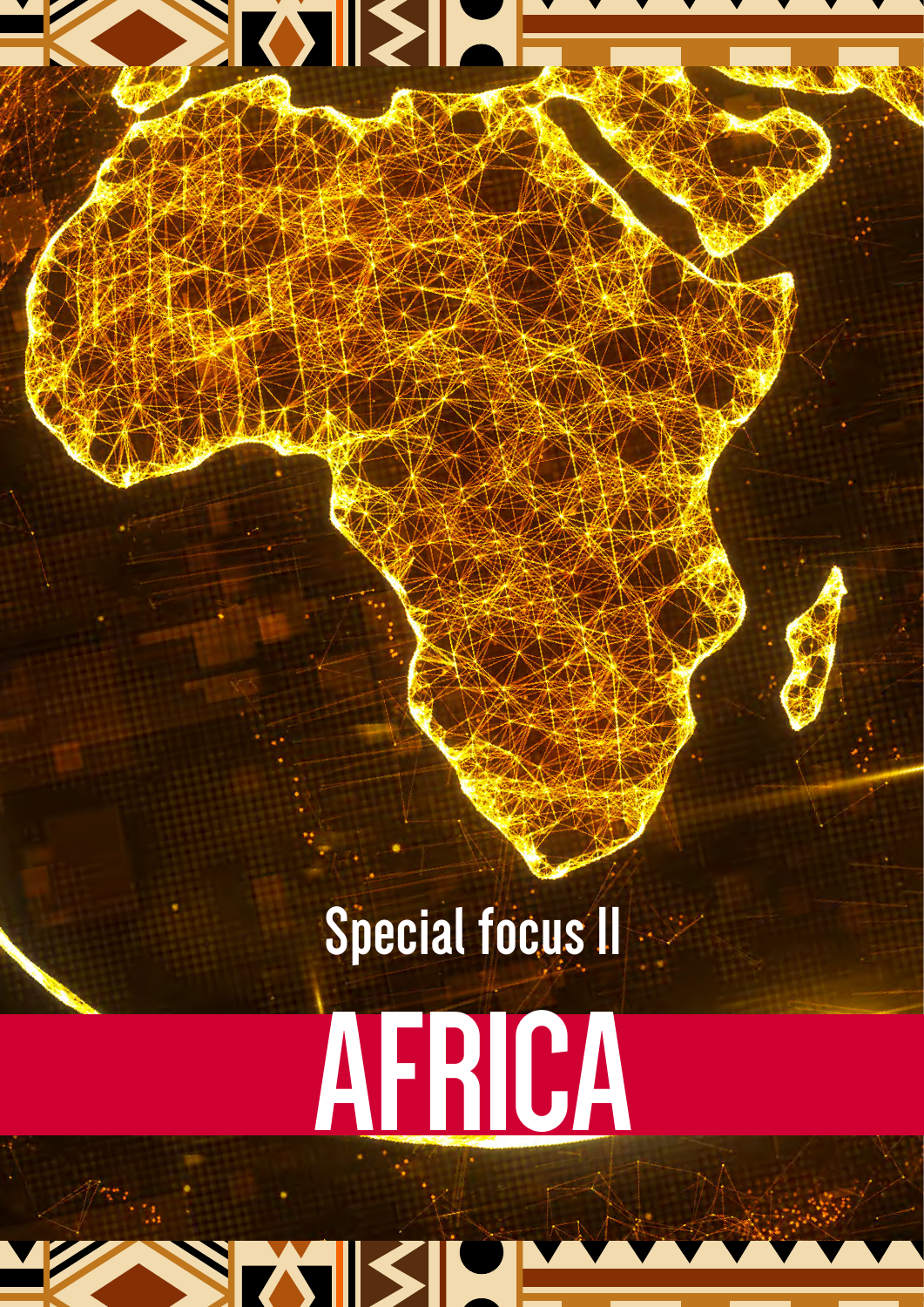Special focus II

# AFRICA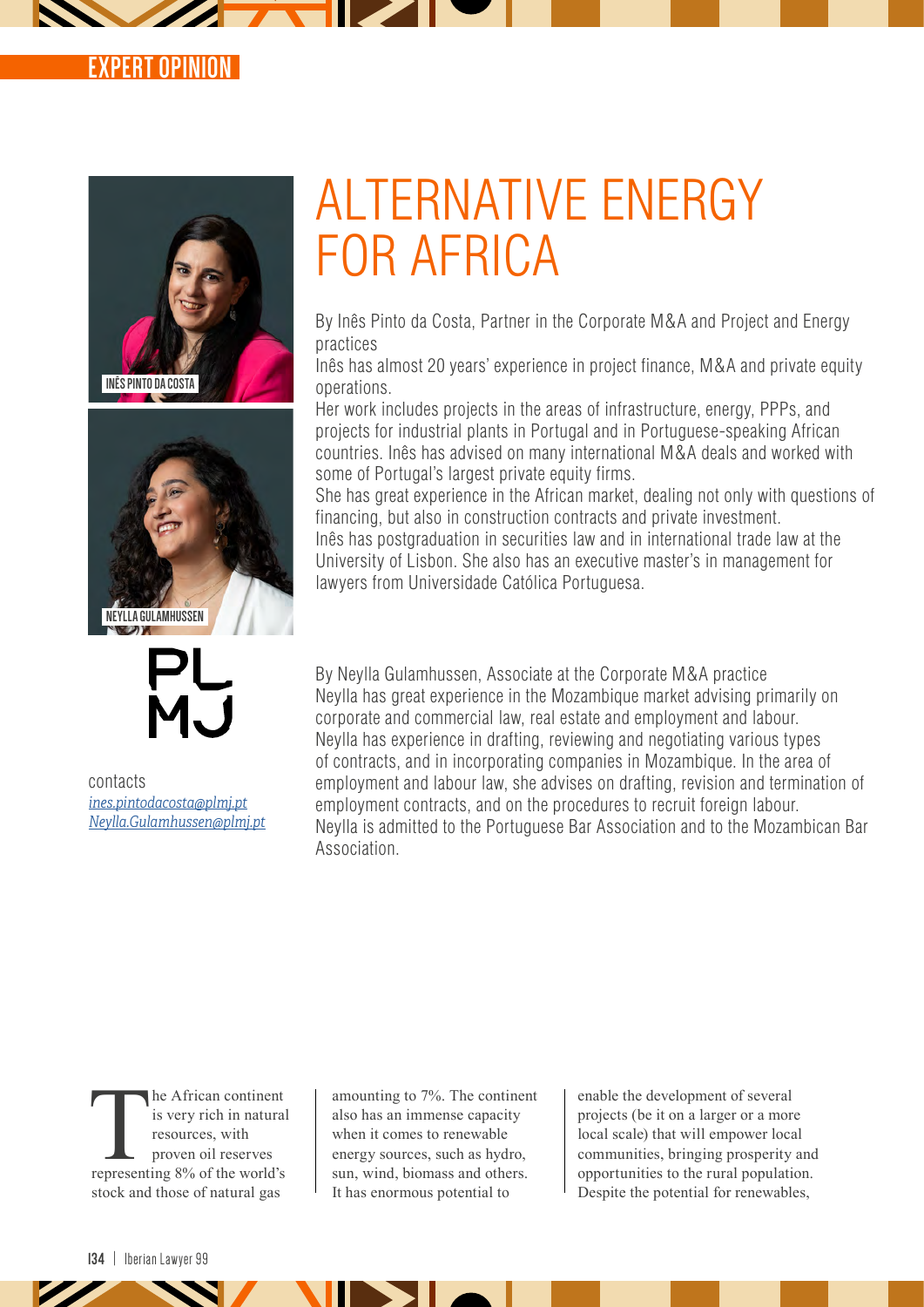EXPERT OPINION

# ALTERNATIVE ENERGY FOR AFRICA

INÊS PINTO DA COSTA

NEYLLA GULAMHUSSEN

By Inês Pinto da Costa, Partner in the Corporate M&A and Project and Energy practices

Inês has almost 20 years' experience in project finance, M&A and private equity operations.

Her work includes projects in the areas of infrastructure, energy, PPPs, and projects for industrial plants in Portugal and in Portuguese-speaking African countries. Inês has advised on many international M&A deals and worked with some of Portugal's largest private equity firms.

She has great experience in the African market, dealing not only with questions of financing, but also in construction contracts and private investment.

Inês has postgraduation in securities law and in international trade law at the University of Lisbon. She also has an executive master's in management for lawyers from Universidade Católica Portuguesa.

PLMJ

contacts

*ines.pintodacosta@plmj.pt*

*Neylla.Gulamhussen@plmj.pt*

By Neylla Gulamhussen, Associate at the Corporate M&A practice

Neylla has great experience in the Mozambique market advising primarily on corporate and commercial law, real estate and employment and labour.

Neylla has experience in drafting, reviewing and negotiating various types of contracts, and in incorporating companies in Mozambique. In the area of employment and labour law, she advises on drafting, revision and termination of employment contracts, and on the procedures to recruit foreign labour.

Neylla is admitted to the Portuguese Bar Association and to the Mozambican Bar Association.

The African continent is very rich in natural resources, with proven oil reserves representing 8% of the world's stock and those of natural gas amounting to 7%. The continent also has an immense capacity when it comes to renewable energy sources, such as hydro, sun, wind, biomass and others. It has enormous potential to enable the development of several projects (be it on a larger or a more local scale) that will empower local communities, bringing prosperity and opportunities to the rural population. Despite the potential for renewables,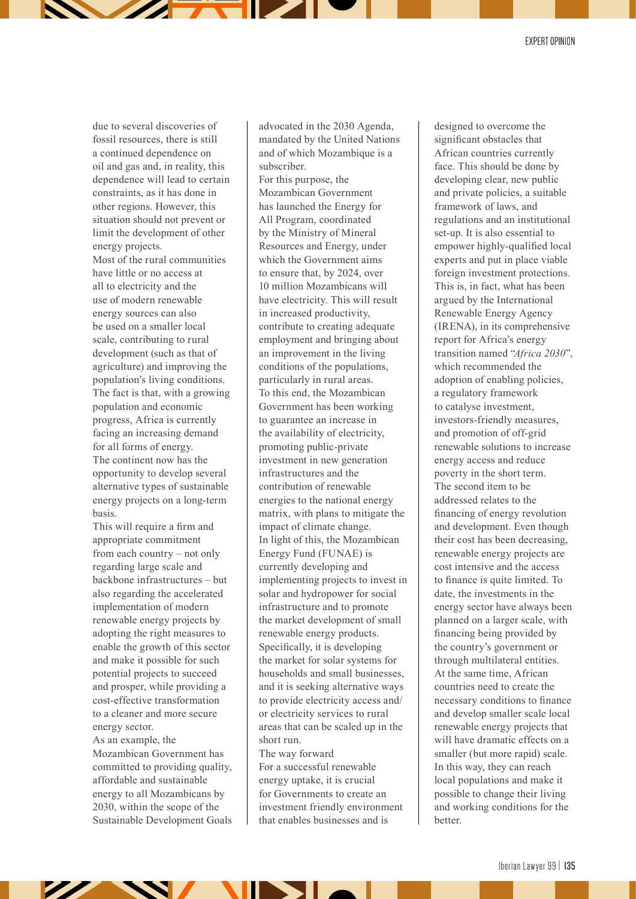due to several discoveries of fossil resources, there is still a continued dependence on oil and gas and, in reality, this dependence will lead to certain constraints, as it has done in other regions. However, this situation should not prevent or limit the development of other energy projects.

Most of the rural communities have little or no access at all to electricity and the use of modern renewable energy sources can also be used on a smaller local scale, contributing to rural development (such as that of agriculture) and improving the population's living conditions.

The fact is that, with a growing population and economic progress, Africa is currently facing an increasing demand for all forms of energy.

The continent now has the opportunity to develop several alternative types of sustainable energy projects on a long-term basis.

This will require a firm and appropriate commitment from each country – not only regarding large scale and backbone infrastructures – but also regarding the accelerated implementation of modern renewable energy projects by adopting the right measures to enable the growth of this sector and make it possible for such potential projects to succeed and prosper, while providing a cost-effective transformation to a cleaner and more secure energy sector.

As an example, the Mozambican Government has committed to providing quality, affordable and sustainable energy to all Mozambicans by 2030, within the scope of the Sustainable Development Goals advocated in the 2030 Agenda, mandated by the United Nations and of which Mozambique is a subscriber.

For this purpose, the Mozambican Government has launched the Energy for All Program, coordinated by the Ministry of Mineral Resources and Energy, under which the Government aims to ensure that, by 2024, over 10 million Mozambicans will have electricity. This will result in increased productivity, contribute to creating adequate employment and bringing about an improvement in the living conditions of the populations, particularly in rural areas.

To this end, the Mozambican Government has been working to guarantee an increase in the availability of electricity, promoting public-private investment in new generation infrastructures and the contribution of renewable energies to the national energy matrix, with plans to mitigate the impact of climate change.

In light of this, the Mozambican Energy Fund (FUNAE) is currently developing and implementing projects to invest in solar and hydropower for social infrastructure and to promote the market development of small renewable energy products. Specifically, it is developing the market for solar systems for households and small businesses, and it is seeking alternative ways to provide electricity access and/or electricity services to rural areas that can be scaled up in the short run.

## The way forward

For a successful renewable energy uptake, it is crucial for Governments to create an investment friendly environment that enables businesses and is designed to overcome the significant obstacles that African countries currently face. This should be done by developing clear, new public and private policies, a suitable framework of laws, and regulations and an institutional set-up. It is also essential to empower highly-qualified local experts and put in place viable foreign investment protections. This is, in fact, what has been argued by the International Renewable Energy Agency (IRENA), in its comprehensive report for Africa's energy transition named "*Africa 2030*", which recommended the adoption of enabling policies, a regulatory framework to catalyse investment, investors-friendly measures, and promotion of off-grid renewable solutions to increase energy access and reduce poverty in the short term.

The second item to be addressed relates to the financing of energy revolution and development. Even though their cost has been decreasing, renewable energy projects are cost intensive and the access to finance is quite limited. To date, the investments in the energy sector have always been planned on a larger scale, with financing being provided by the country's government or through multilateral entities.

At the same time, African countries need to create the necessary conditions to finance and develop smaller scale local renewable energy projects that will have dramatic effects on a smaller (but more rapid) scale. In this way, they can reach local populations and make it possible to change their living and working conditions for the better.